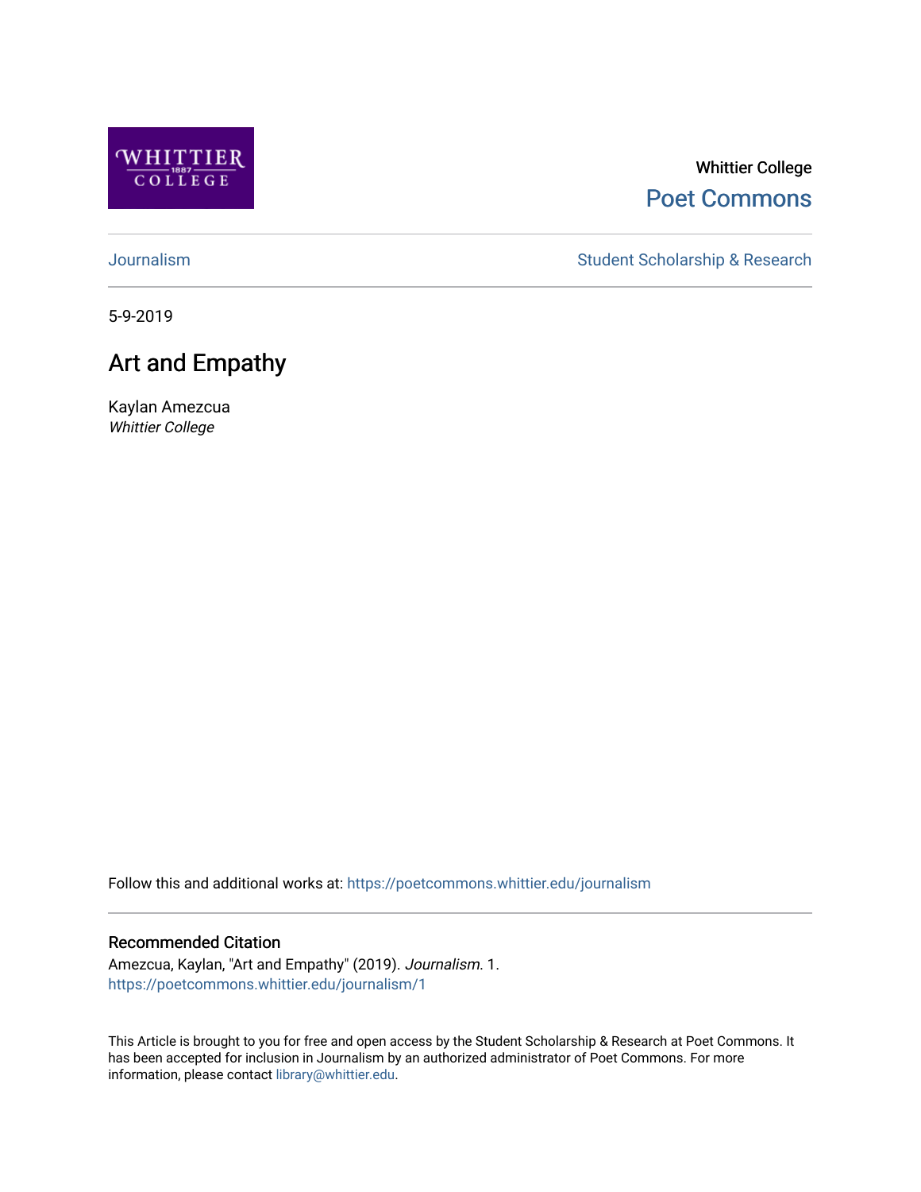Whittier College

Poet Commons

Journalism

Student Scholarship & Research

5-9-2019

# Art and Empathy

Kaylan Amezcua

*Whittier College*

Follow this and additional works at: https://poetcommons.whittier.edu/journalism

## Recommended Citation

Amezcua, Kaylan, "Art and Empathy" (2019). *Journalism*. 1.
https://poetcommons.whittier.edu/journalism/1

This Article is brought to you for free and open access by the Student Scholarship & Research at Poet Commons. It has been accepted for inclusion in Journalism by an authorized administrator of Poet Commons. For more information, please contact library@whittier.edu.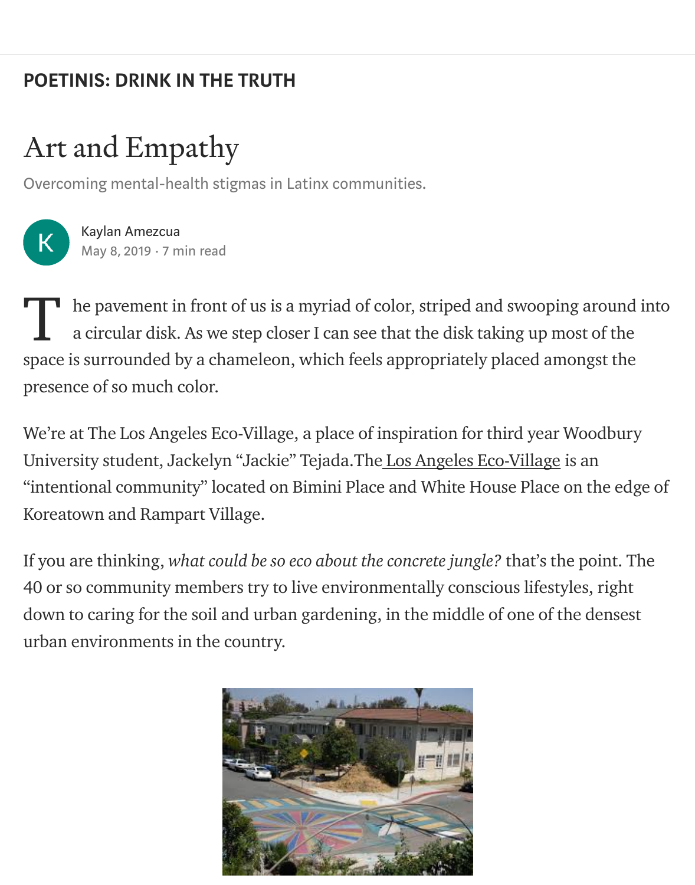POETINIS: DRINK IN THE TRUTH

# Art and Empathy

Overcoming mental-health stigmas in Latinx communities.

Kaylan Amezcua
May 8, 2019 · 7 min read

The pavement in front of us is a myriad of color, striped and swooping around into a circular disk. As we step closer I can see that the disk taking up most of the space is surrounded by a chameleon, which feels appropriately placed amongst the presence of so much color.

We're at The Los Angeles Eco-Village, a place of inspiration for third year Woodbury University student, Jackelyn "Jackie" Tejada.The Los Angeles Eco-Village is an "intentional community" located on Bimini Place and White House Place on the edge of Koreatown and Rampart Village.

If you are thinking, *what could be so eco about the concrete jungle?* that's the point. The 40 or so community members try to live environmentally conscious lifestyles, right down to caring for the soil and urban gardening, in the middle of one of the densest urban environments in the country.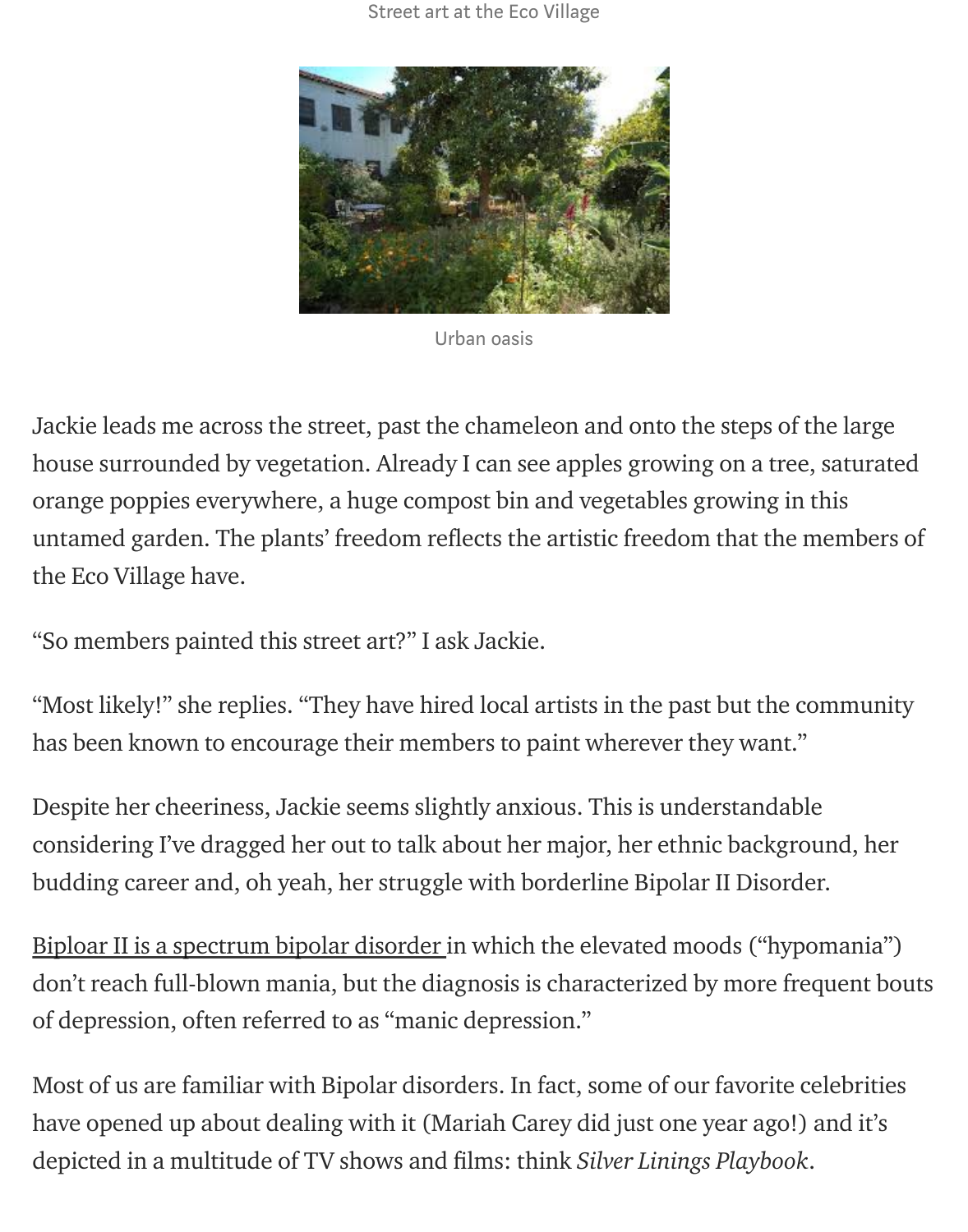Street art at the Eco Village

Urban oasis

Jackie leads me across the street, past the chameleon and onto the steps of the large house surrounded by vegetation. Already I can see apples growing on a tree, saturated orange poppies everywhere, a huge compost bin and vegetables growing in this untamed garden. The plants' freedom reflects the artistic freedom that the members of the Eco Village have.

"So members painted this street art?" I ask Jackie.

"Most likely!" she replies. "They have hired local artists in the past but the community has been known to encourage their members to paint wherever they want."

Despite her cheeriness, Jackie seems slightly anxious. This is understandable considering I've dragged her out to talk about her major, her ethnic background, her budding career and, oh yeah, her struggle with borderline Bipolar II Disorder.

Biploar II is a spectrum bipolar disorder in which the elevated moods ("hypomania") don't reach full-blown mania, but the diagnosis is characterized by more frequent bouts of depression, often referred to as "manic depression."

Most of us are familiar with Bipolar disorders. In fact, some of our favorite celebrities have opened up about dealing with it (Mariah Carey did just one year ago!) and it's depicted in a multitude of TV shows and films: think *Silver Linings Playbook*.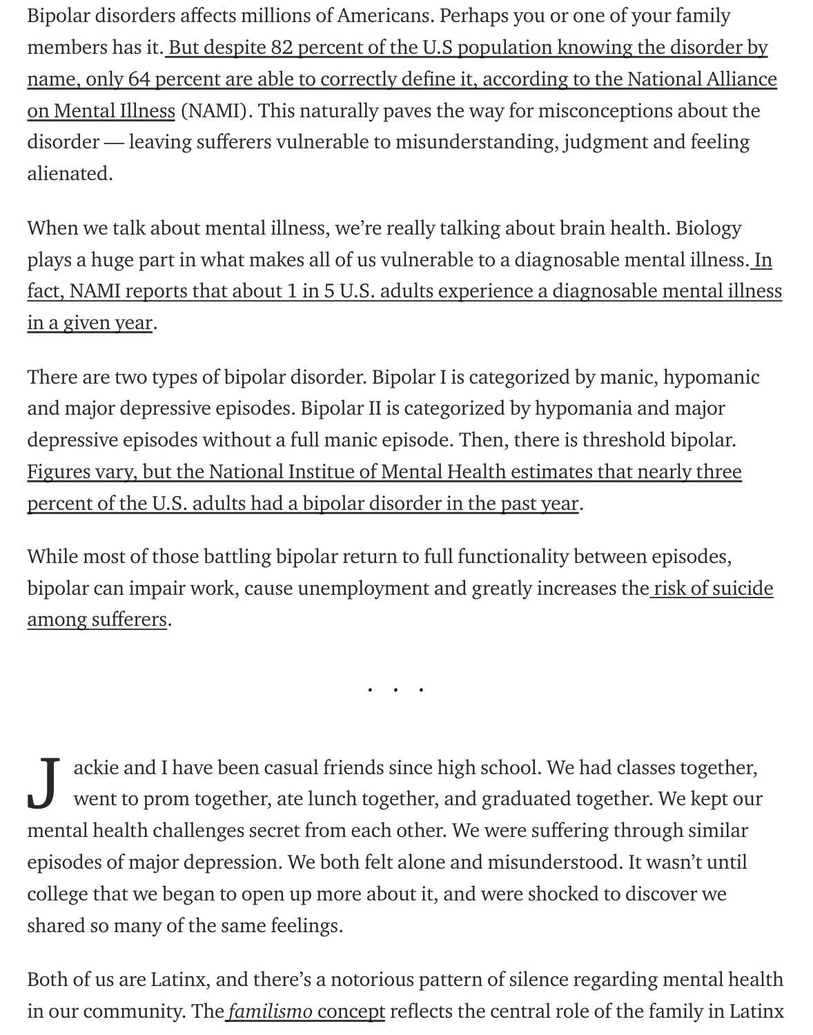Bipolar disorders affects millions of Americans. Perhaps you or one of your family members has it. But despite 82 percent of the U.S population knowing the disorder by name, only 64 percent are able to correctly define it, according to the National Alliance on Mental Illness (NAMI). This naturally paves the way for misconceptions about the disorder — leaving sufferers vulnerable to misunderstanding, judgment and feeling alienated.

When we talk about mental illness, we're really talking about brain health. Biology plays a huge part in what makes all of us vulnerable to a diagnosable mental illness. In fact, NAMI reports that about 1 in 5 U.S. adults experience a diagnosable mental illness in a given year.

There are two types of bipolar disorder. Bipolar I is categorized by manic, hypomanic and major depressive episodes. Bipolar II is categorized by hypomania and major depressive episodes without a full manic episode. Then, there is threshold bipolar. Figures vary, but the National Institue of Mental Health estimates that nearly three percent of the U.S. adults had a bipolar disorder in the past year.

While most of those battling bipolar return to full functionality between episodes, bipolar can impair work, cause unemployment and greatly increases the risk of suicide among sufferers.

. . .

Jackie and I have been casual friends since high school. We had classes together, went to prom together, ate lunch together, and graduated together. We kept our mental health challenges secret from each other. We were suffering through similar episodes of major depression. We both felt alone and misunderstood. It wasn't until college that we began to open up more about it, and were shocked to discover we shared so many of the same feelings.

Both of us are Latinx, and there's a notorious pattern of silence regarding mental health in our community. The *familismo* concept reflects the central role of the family in Latinx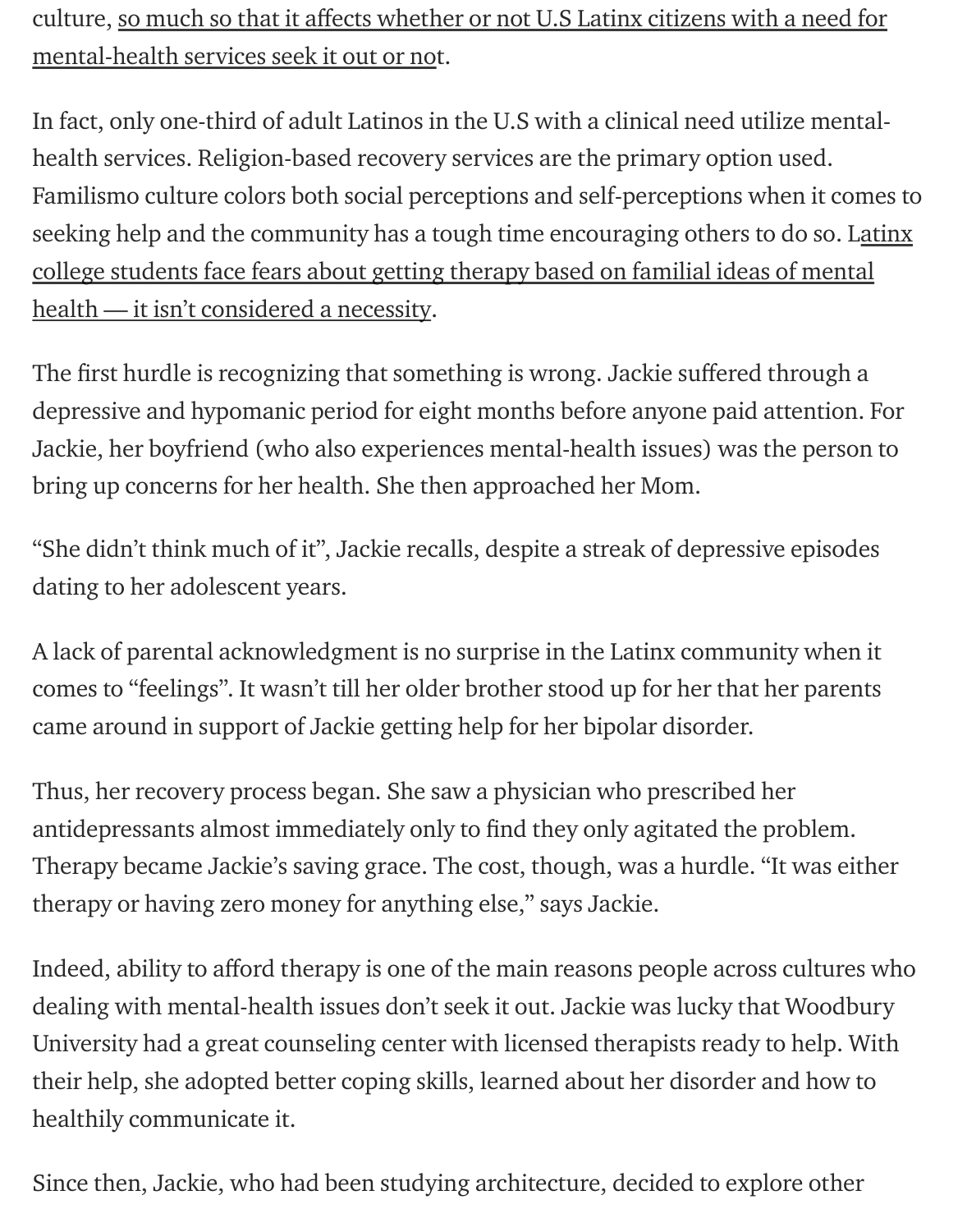culture, so much so that it affects whether or not U.S Latinx citizens with a need for mental-health services seek it out or not.

In fact, only one-third of adult Latinos in the U.S with a clinical need utilize mental-health services. Religion-based recovery services are the primary option used. Familismo culture colors both social perceptions and self-perceptions when it comes to seeking help and the community has a tough time encouraging others to do so. Latinx college students face fears about getting therapy based on familial ideas of mental health — it isn't considered a necessity.

The first hurdle is recognizing that something is wrong. Jackie suffered through a depressive and hypomanic period for eight months before anyone paid attention. For Jackie, her boyfriend (who also experiences mental-health issues) was the person to bring up concerns for her health. She then approached her Mom.

"She didn't think much of it", Jackie recalls, despite a streak of depressive episodes dating to her adolescent years.

A lack of parental acknowledgment is no surprise in the Latinx community when it comes to "feelings". It wasn't till her older brother stood up for her that her parents came around in support of Jackie getting help for her bipolar disorder.

Thus, her recovery process began. She saw a physician who prescribed her antidepressants almost immediately only to find they only agitated the problem. Therapy became Jackie's saving grace. The cost, though, was a hurdle. "It was either therapy or having zero money for anything else," says Jackie.

Indeed, ability to afford therapy is one of the main reasons people across cultures who dealing with mental-health issues don't seek it out. Jackie was lucky that Woodbury University had a great counseling center with licensed therapists ready to help. With their help, she adopted better coping skills, learned about her disorder and how to healthily communicate it.

Since then, Jackie, who had been studying architecture, decided to explore other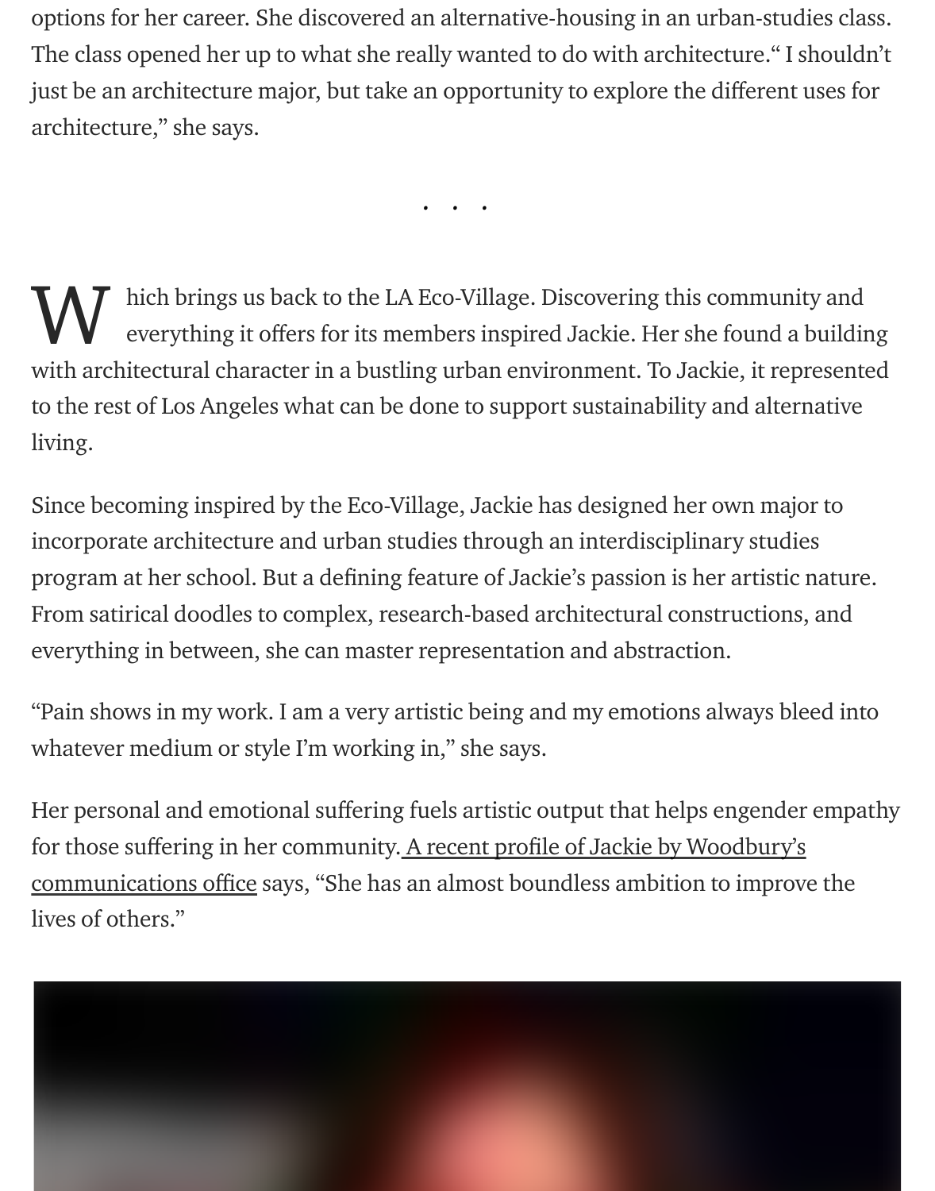options for her career. She discovered an alternative-housing in an urban-studies class. The class opened her up to what she really wanted to do with architecture.“ I shouldn’t just be an architecture major, but take an opportunity to explore the different uses for architecture,” she says.

. . .

Which brings us back to the LA Eco-Village. Discovering this community and everything it offers for its members inspired Jackie. Her she found a building with architectural character in a bustling urban environment. To Jackie, it represented to the rest of Los Angeles what can be done to support sustainability and alternative living.

Since becoming inspired by the Eco-Village, Jackie has designed her own major to incorporate architecture and urban studies through an interdisciplinary studies program at her school. But a defining feature of Jackie’s passion is her artistic nature. From satirical doodles to complex, research-based architectural constructions, and everything in between, she can master representation and abstraction.

“Pain shows in my work. I am a very artistic being and my emotions always bleed into whatever medium or style I’m working in,” she says.

Her personal and emotional suffering fuels artistic output that helps engender empathy for those suffering in her community. A recent profile of Jackie by Woodbury’s communications office says, “She has an almost boundless ambition to improve the lives of others.”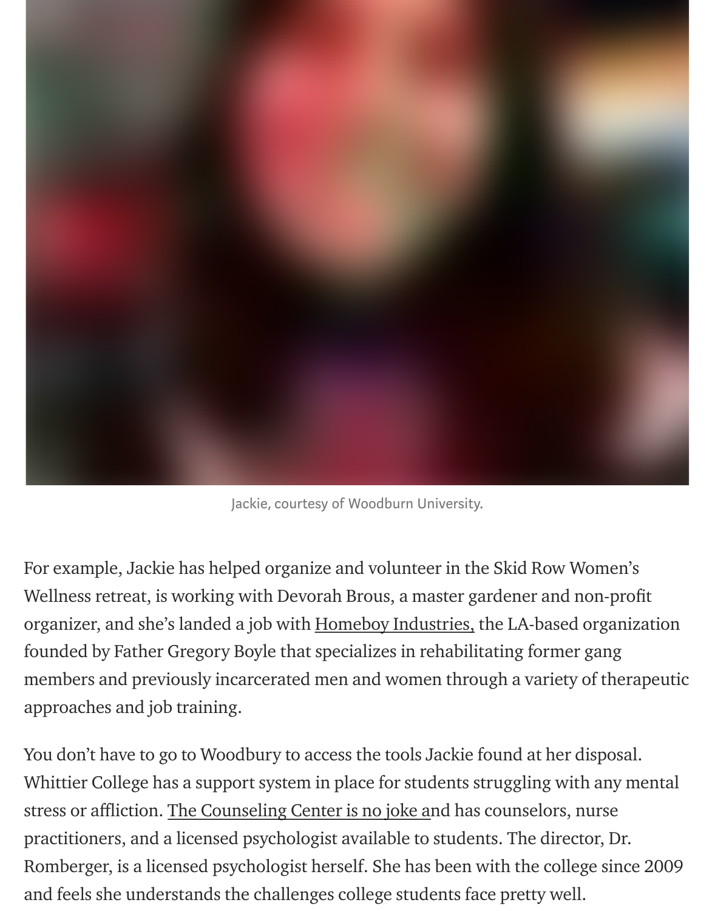Jackie, courtesy of Woodburn University.

For example, Jackie has helped organize and volunteer in the Skid Row Women's Wellness retreat, is working with Devorah Brous, a master gardener and non-profit organizer, and she's landed a job with [Homeboy Industries,] the LA-based organization founded by Father Gregory Boyle that specializes in rehabilitating former gang members and previously incarcerated men and women through a variety of therapeutic approaches and job training.

You don't have to go to Woodbury to access the tools Jackie found at her disposal. Whittier College has a support system in place for students struggling with any mental stress or affliction. [The Counseling Center is no joke a]nd has counselors, nurse practitioners, and a licensed psychologist available to students. The director, Dr. Romberger, is a licensed psychologist herself. She has been with the college since 2009 and feels she understands the challenges college students face pretty well.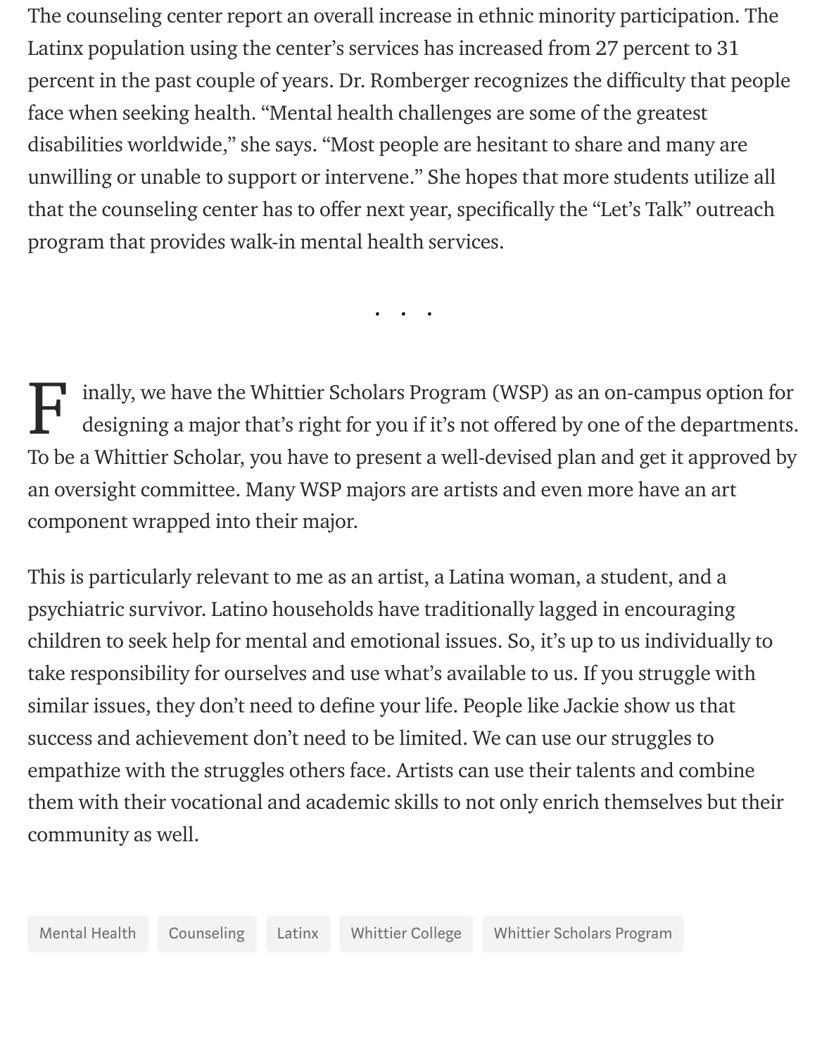The counseling center report an overall increase in ethnic minority participation. The Latinx population using the center's services has increased from 27 percent to 31 percent in the past couple of years. Dr. Romberger recognizes the difficulty that people face when seeking health. "Mental health challenges are some of the greatest disabilities worldwide," she says. "Most people are hesitant to share and many are unwilling or unable to support or intervene." She hopes that more students utilize all that the counseling center has to offer next year, specifically the "Let's Talk" outreach program that provides walk-in mental health services.

. . .

Finally, we have the Whittier Scholars Program (WSP) as an on-campus option for designing a major that's right for you if it's not offered by one of the departments. To be a Whittier Scholar, you have to present a well-devised plan and get it approved by an oversight committee. Many WSP majors are artists and even more have an art component wrapped into their major.

This is particularly relevant to me as an artist, a Latina woman, a student, and a psychiatric survivor. Latino households have traditionally lagged in encouraging children to seek help for mental and emotional issues. So, it's up to us individually to take responsibility for ourselves and use what's available to us. If you struggle with similar issues, they don't need to define your life. People like Jackie show us that success and achievement don't need to be limited. We can use our struggles to empathize with the struggles others face. Artists can use their talents and combine them with their vocational and academic skills to not only enrich themselves but their community as well.

Mental Health | Counseling | Latinx | Whittier College | Whittier Scholars Program